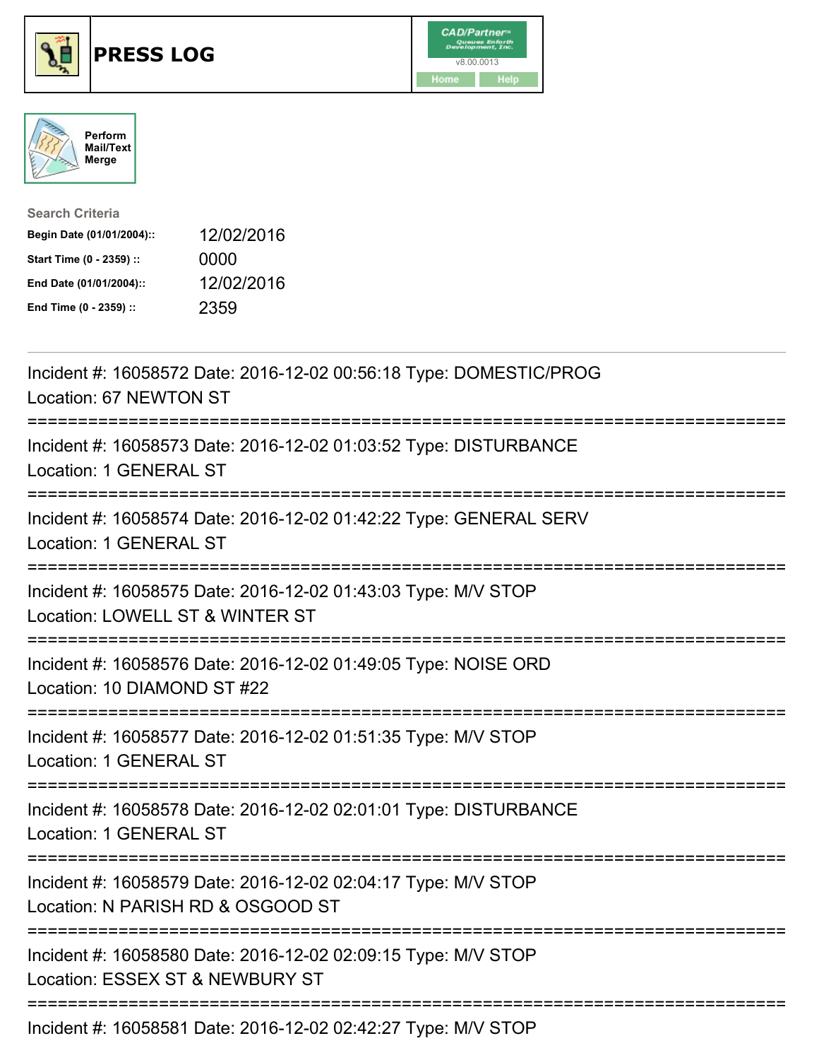# PRESS LOG

CAD/Partner v8.00.0013

Home Help

Perform Mail/Text Merge

**Search Criteria**

| | |
|---|---|
| **Begin Date (01/01/2004)::** | 12/02/2016 |
| **Start Time (0 - 2359) ::** | 0000 |
| **End Date (01/01/2004)::** | 12/02/2016 |
| **End Time (0 - 2359) ::** | 2359 |

---

Incident #: 16058572 Date: 2016-12-02 00:56:18 Type: DOMESTIC/PROG
Location: 67 NEWTON ST

===========================================================================

Incident #: 16058573 Date: 2016-12-02 01:03:52 Type: DISTURBANCE
Location: 1 GENERAL ST

===========================================================================

Incident #: 16058574 Date: 2016-12-02 01:42:22 Type: GENERAL SERV
Location: 1 GENERAL ST

===========================================================================

Incident #: 16058575 Date: 2016-12-02 01:43:03 Type: M/V STOP
Location: LOWELL ST & WINTER ST

===========================================================================

Incident #: 16058576 Date: 2016-12-02 01:49:05 Type: NOISE ORD
Location: 10 DIAMOND ST #22

===========================================================================

Incident #: 16058577 Date: 2016-12-02 01:51:35 Type: M/V STOP
Location: 1 GENERAL ST

===========================================================================

Incident #: 16058578 Date: 2016-12-02 02:01:01 Type: DISTURBANCE
Location: 1 GENERAL ST

===========================================================================

Incident #: 16058579 Date: 2016-12-02 02:04:17 Type: M/V STOP
Location: N PARISH RD & OSGOOD ST

===========================================================================

Incident #: 16058580 Date: 2016-12-02 02:09:15 Type: M/V STOP
Location: ESSEX ST & NEWBURY ST

===========================================================================

Incident #: 16058581 Date: 2016-12-02 02:42:27 Type: M/V STOP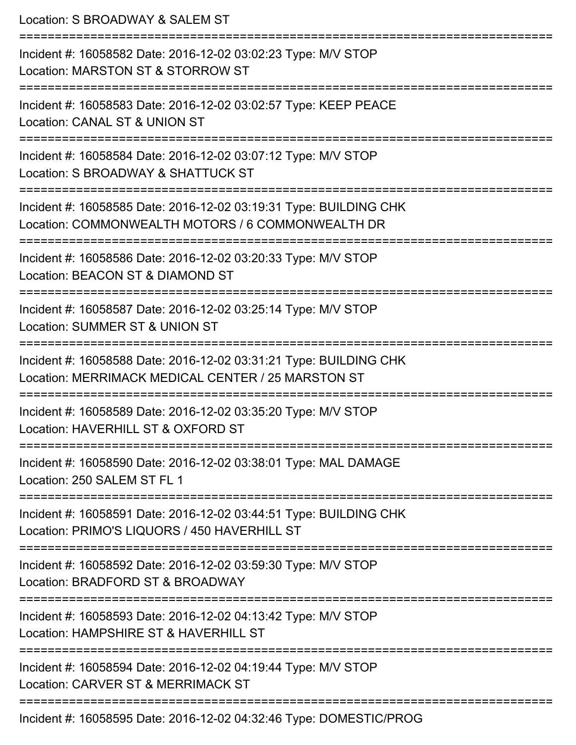Location: S BROADWAY & SALEM ST

===========================================================================

Incident #: 16058582 Date: 2016-12-02 03:02:23 Type: M/V STOP

Location: MARSTON ST & STORROW ST

===========================================================================

Incident #: 16058583 Date: 2016-12-02 03:02:57 Type: KEEP PEACE

Location: CANAL ST & UNION ST

===========================================================================

Incident #: 16058584 Date: 2016-12-02 03:07:12 Type: M/V STOP

Location: S BROADWAY & SHATTUCK ST

===========================================================================

Incident #: 16058585 Date: 2016-12-02 03:19:31 Type: BUILDING CHK

Location: COMMONWEALTH MOTORS / 6 COMMONWEALTH DR

===========================================================================

Incident #: 16058586 Date: 2016-12-02 03:20:33 Type: M/V STOP

Location: BEACON ST & DIAMOND ST

===========================================================================

Incident #: 16058587 Date: 2016-12-02 03:25:14 Type: M/V STOP

Location: SUMMER ST & UNION ST

===========================================================================

Incident #: 16058588 Date: 2016-12-02 03:31:21 Type: BUILDING CHK

Location: MERRIMACK MEDICAL CENTER / 25 MARSTON ST

===========================================================================

Incident #: 16058589 Date: 2016-12-02 03:35:20 Type: M/V STOP

Location: HAVERHILL ST & OXFORD ST

===========================================================================

Incident #: 16058590 Date: 2016-12-02 03:38:01 Type: MAL DAMAGE

Location: 250 SALEM ST FL 1

===========================================================================

Incident #: 16058591 Date: 2016-12-02 03:44:51 Type: BUILDING CHK

Location: PRIMO'S LIQUORS / 450 HAVERHILL ST

===========================================================================

Incident #: 16058592 Date: 2016-12-02 03:59:30 Type: M/V STOP

Location: BRADFORD ST & BROADWAY

===========================================================================

Incident #: 16058593 Date: 2016-12-02 04:13:42 Type: M/V STOP

Location: HAMPSHIRE ST & HAVERHILL ST

===========================================================================

Incident #: 16058594 Date: 2016-12-02 04:19:44 Type: M/V STOP

Location: CARVER ST & MERRIMACK ST

===========================================================================

Incident #: 16058595 Date: 2016-12-02 04:32:46 Type: DOMESTIC/PROG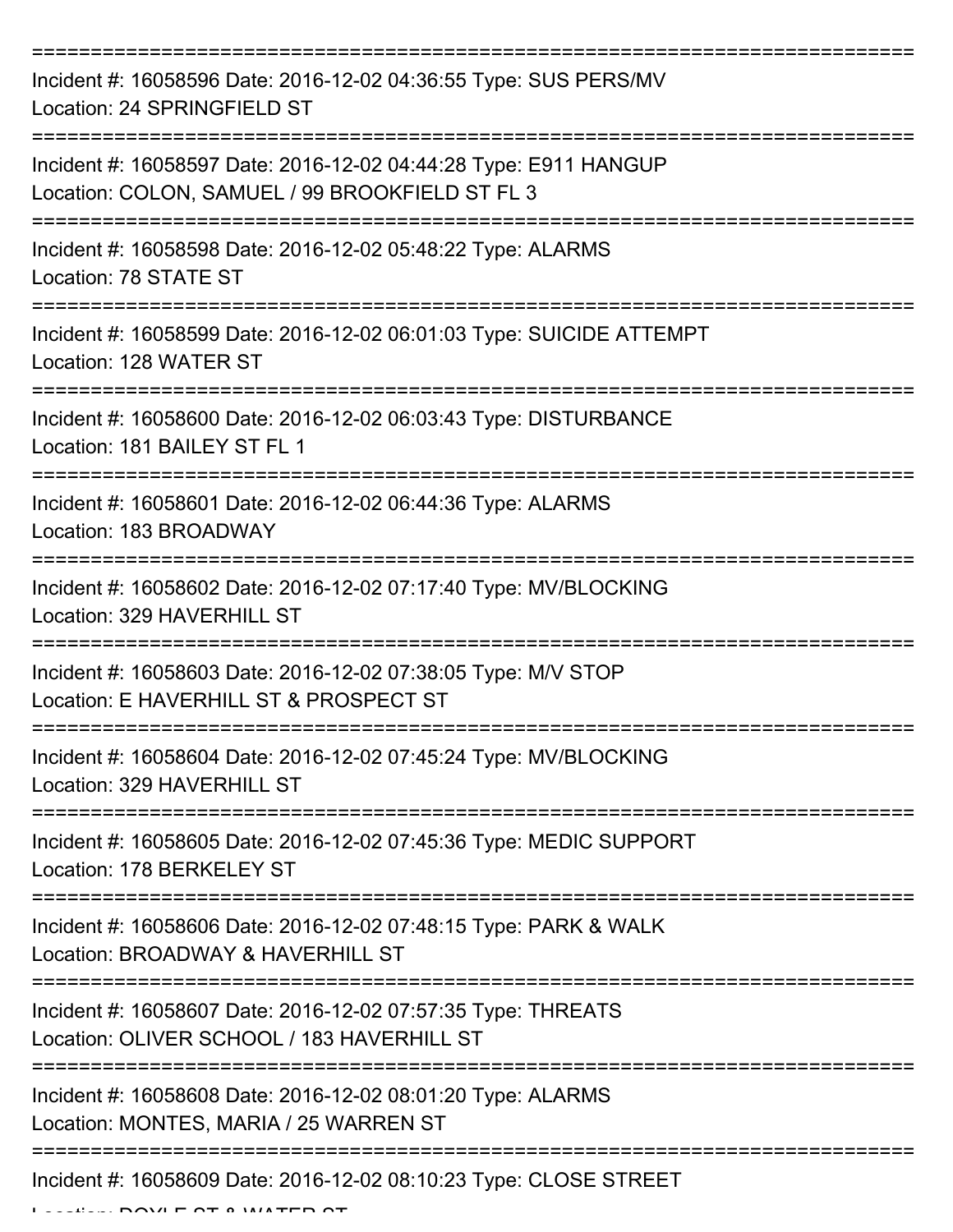===========================================================================
Incident #: 16058596 Date: 2016-12-02 04:36:55 Type: SUS PERS/MV
Location: 24 SPRINGFIELD ST
===========================================================================
Incident #: 16058597 Date: 2016-12-02 04:44:28 Type: E911 HANGUP
Location: COLON, SAMUEL / 99 BROOKFIELD ST FL 3
===========================================================================
Incident #: 16058598 Date: 2016-12-02 05:48:22 Type: ALARMS
Location: 78 STATE ST
===========================================================================
Incident #: 16058599 Date: 2016-12-02 06:01:03 Type: SUICIDE ATTEMPT
Location: 128 WATER ST
===========================================================================
Incident #: 16058600 Date: 2016-12-02 06:03:43 Type: DISTURBANCE
Location: 181 BAILEY ST FL 1
===========================================================================
Incident #: 16058601 Date: 2016-12-02 06:44:36 Type: ALARMS
Location: 183 BROADWAY
===========================================================================
Incident #: 16058602 Date: 2016-12-02 07:17:40 Type: MV/BLOCKING
Location: 329 HAVERHILL ST
===========================================================================
Incident #: 16058603 Date: 2016-12-02 07:38:05 Type: M/V STOP
Location: E HAVERHILL ST & PROSPECT ST
===========================================================================
Incident #: 16058604 Date: 2016-12-02 07:45:24 Type: MV/BLOCKING
Location: 329 HAVERHILL ST
===========================================================================
Incident #: 16058605 Date: 2016-12-02 07:45:36 Type: MEDIC SUPPORT
Location: 178 BERKELEY ST
===========================================================================
Incident #: 16058606 Date: 2016-12-02 07:48:15 Type: PARK & WALK
Location: BROADWAY & HAVERHILL ST
===========================================================================
Incident #: 16058607 Date: 2016-12-02 07:57:35 Type: THREATS
Location: OLIVER SCHOOL / 183 HAVERHILL ST
===========================================================================
Incident #: 16058608 Date: 2016-12-02 08:01:20 Type: ALARMS
Location: MONTES, MARIA / 25 WARREN ST
===========================================================================
Incident #: 16058609 Date: 2016-12-02 08:10:23 Type: CLOSE STREET
Location: DOYLE ST & WATER ST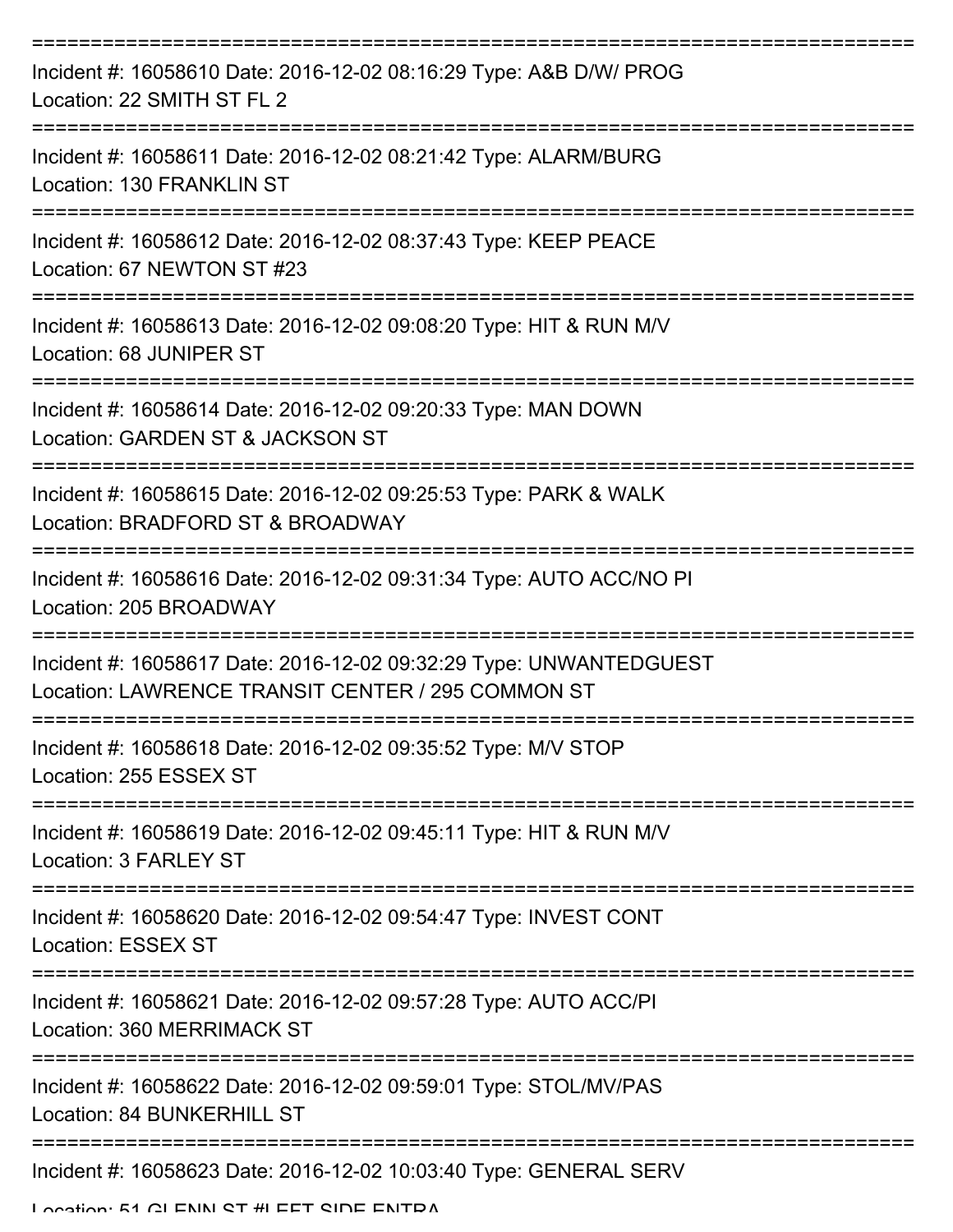Incident #: 16058610 Date: 2016-12-02 08:16:29 Type: A&B D/W/ PROG
Location: 22 SMITH ST FL 2

Incident #: 16058611 Date: 2016-12-02 08:21:42 Type: ALARM/BURG
Location: 130 FRANKLIN ST

Incident #: 16058612 Date: 2016-12-02 08:37:43 Type: KEEP PEACE
Location: 67 NEWTON ST #23

Incident #: 16058613 Date: 2016-12-02 09:08:20 Type: HIT & RUN M/V
Location: 68 JUNIPER ST

Incident #: 16058614 Date: 2016-12-02 09:20:33 Type: MAN DOWN
Location: GARDEN ST & JACKSON ST

Incident #: 16058615 Date: 2016-12-02 09:25:53 Type: PARK & WALK
Location: BRADFORD ST & BROADWAY

Incident #: 16058616 Date: 2016-12-02 09:31:34 Type: AUTO ACC/NO PI
Location: 205 BROADWAY

Incident #: 16058617 Date: 2016-12-02 09:32:29 Type: UNWANTEDGUEST
Location: LAWRENCE TRANSIT CENTER / 295 COMMON ST

Incident #: 16058618 Date: 2016-12-02 09:35:52 Type: M/V STOP
Location: 255 ESSEX ST

Incident #: 16058619 Date: 2016-12-02 09:45:11 Type: HIT & RUN M/V
Location: 3 FARLEY ST

Incident #: 16058620 Date: 2016-12-02 09:54:47 Type: INVEST CONT
Location: ESSEX ST

Incident #: 16058621 Date: 2016-12-02 09:57:28 Type: AUTO ACC/PI
Location: 360 MERRIMACK ST

Incident #: 16058622 Date: 2016-12-02 09:59:01 Type: STOL/MV/PAS
Location: 84 BUNKERHILL ST

Incident #: 16058623 Date: 2016-12-02 10:03:40 Type: GENERAL SERV
Location: 51 GLENN ST #LEFT SIDE ENTRA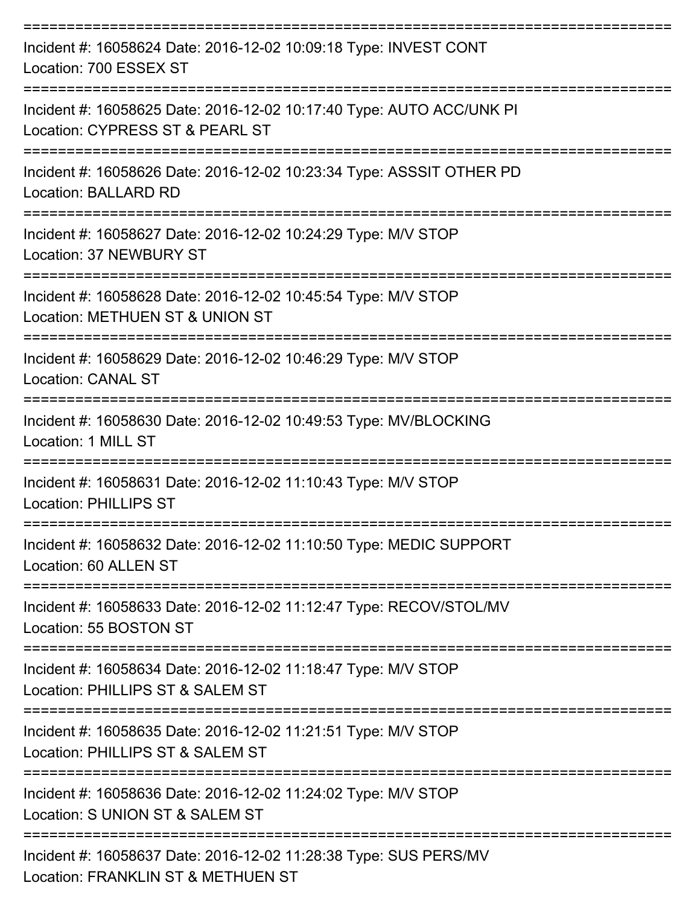===========================================================================

Incident #: 16058624 Date: 2016-12-02 10:09:18 Type: INVEST CONT
Location: 700 ESSEX ST

===========================================================================

Incident #: 16058625 Date: 2016-12-02 10:17:40 Type: AUTO ACC/UNK PI
Location: CYPRESS ST & PEARL ST

===========================================================================

Incident #: 16058626 Date: 2016-12-02 10:23:34 Type: ASSSIT OTHER PD
Location: BALLARD RD

===========================================================================

Incident #: 16058627 Date: 2016-12-02 10:24:29 Type: M/V STOP
Location: 37 NEWBURY ST

===========================================================================

Incident #: 16058628 Date: 2016-12-02 10:45:54 Type: M/V STOP
Location: METHUEN ST & UNION ST

===========================================================================

Incident #: 16058629 Date: 2016-12-02 10:46:29 Type: M/V STOP
Location: CANAL ST

===========================================================================

Incident #: 16058630 Date: 2016-12-02 10:49:53 Type: MV/BLOCKING
Location: 1 MILL ST

===========================================================================

Incident #: 16058631 Date: 2016-12-02 11:10:43 Type: M/V STOP
Location: PHILLIPS ST

===========================================================================

Incident #: 16058632 Date: 2016-12-02 11:10:50 Type: MEDIC SUPPORT
Location: 60 ALLEN ST

===========================================================================

Incident #: 16058633 Date: 2016-12-02 11:12:47 Type: RECOV/STOL/MV
Location: 55 BOSTON ST

===========================================================================

Incident #: 16058634 Date: 2016-12-02 11:18:47 Type: M/V STOP
Location: PHILLIPS ST & SALEM ST

===========================================================================

Incident #: 16058635 Date: 2016-12-02 11:21:51 Type: M/V STOP
Location: PHILLIPS ST & SALEM ST

===========================================================================

Incident #: 16058636 Date: 2016-12-02 11:24:02 Type: M/V STOP
Location: S UNION ST & SALEM ST

===========================================================================

Incident #: 16058637 Date: 2016-12-02 11:28:38 Type: SUS PERS/MV
Location: FRANKLIN ST & METHUEN ST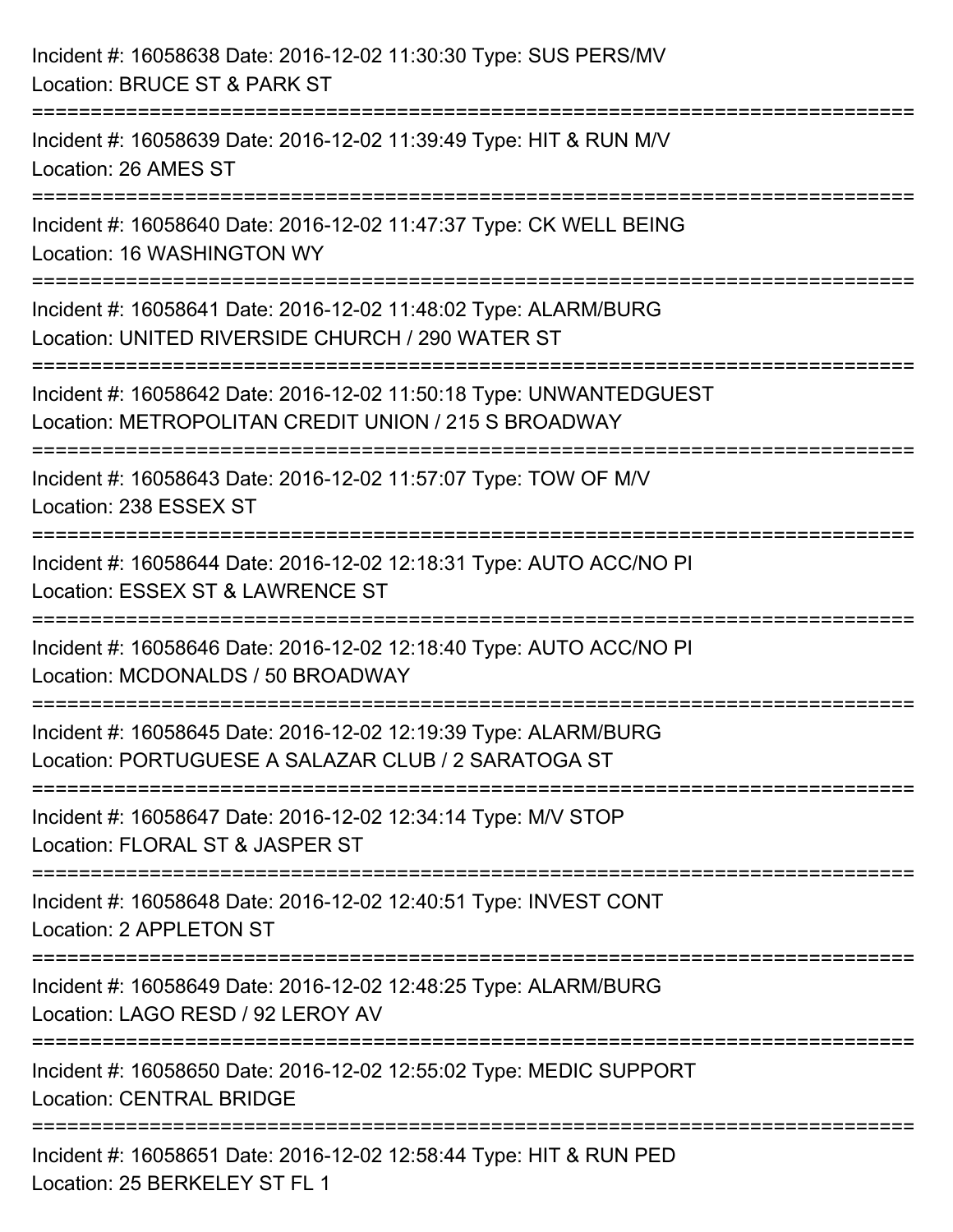Incident #: 16058638 Date: 2016-12-02 11:30:30 Type: SUS PERS/MV
Location: BRUCE ST & PARK ST

===========================================================================

Incident #: 16058639 Date: 2016-12-02 11:39:49 Type: HIT & RUN M/V
Location: 26 AMES ST

===========================================================================

Incident #: 16058640 Date: 2016-12-02 11:47:37 Type: CK WELL BEING
Location: 16 WASHINGTON WY

===========================================================================

Incident #: 16058641 Date: 2016-12-02 11:48:02 Type: ALARM/BURG
Location: UNITED RIVERSIDE CHURCH / 290 WATER ST

===========================================================================

Incident #: 16058642 Date: 2016-12-02 11:50:18 Type: UNWANTEDGUEST
Location: METROPOLITAN CREDIT UNION / 215 S BROADWAY

===========================================================================

Incident #: 16058643 Date: 2016-12-02 11:57:07 Type: TOW OF M/V
Location: 238 ESSEX ST

===========================================================================

Incident #: 16058644 Date: 2016-12-02 12:18:31 Type: AUTO ACC/NO PI
Location: ESSEX ST & LAWRENCE ST

===========================================================================

Incident #: 16058646 Date: 2016-12-02 12:18:40 Type: AUTO ACC/NO PI
Location: MCDONALDS / 50 BROADWAY

===========================================================================

Incident #: 16058645 Date: 2016-12-02 12:19:39 Type: ALARM/BURG
Location: PORTUGUESE A SALAZAR CLUB / 2 SARATOGA ST

===========================================================================

Incident #: 16058647 Date: 2016-12-02 12:34:14 Type: M/V STOP
Location: FLORAL ST & JASPER ST

===========================================================================

Incident #: 16058648 Date: 2016-12-02 12:40:51 Type: INVEST CONT
Location: 2 APPLETON ST

===========================================================================

Incident #: 16058649 Date: 2016-12-02 12:48:25 Type: ALARM/BURG
Location: LAGO RESD / 92 LEROY AV

===========================================================================

Incident #: 16058650 Date: 2016-12-02 12:55:02 Type: MEDIC SUPPORT
Location: CENTRAL BRIDGE

===========================================================================

Incident #: 16058651 Date: 2016-12-02 12:58:44 Type: HIT & RUN PED
Location: 25 BERKELEY ST FL 1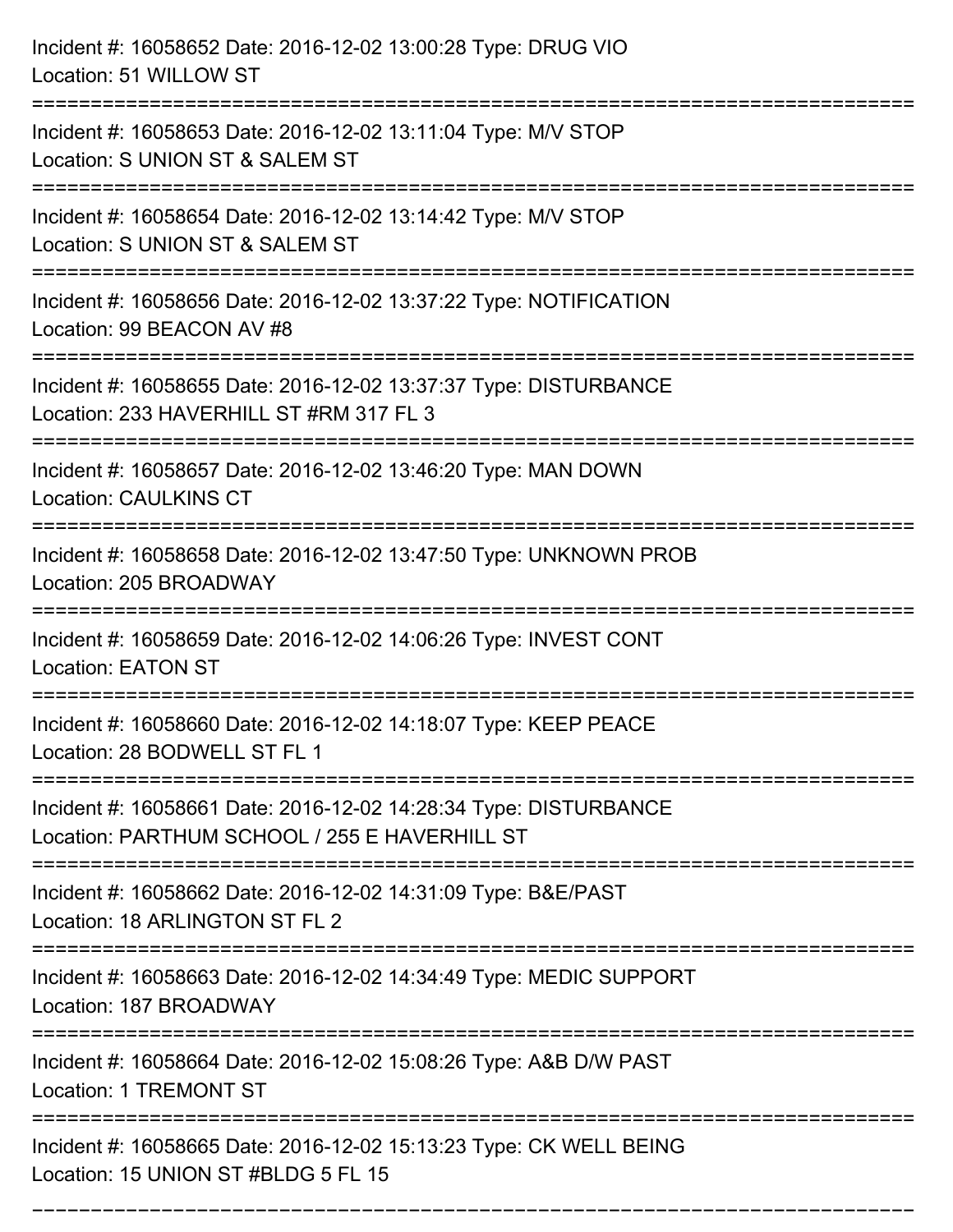Incident #: 16058652 Date: 2016-12-02 13:00:28 Type: DRUG VIO
Location: 51 WILLOW ST

===========================================================================

Incident #: 16058653 Date: 2016-12-02 13:11:04 Type: M/V STOP
Location: S UNION ST & SALEM ST

===========================================================================

Incident #: 16058654 Date: 2016-12-02 13:14:42 Type: M/V STOP
Location: S UNION ST & SALEM ST

===========================================================================

Incident #: 16058656 Date: 2016-12-02 13:37:22 Type: NOTIFICATION
Location: 99 BEACON AV #8

===========================================================================

Incident #: 16058655 Date: 2016-12-02 13:37:37 Type: DISTURBANCE
Location: 233 HAVERHILL ST #RM 317 FL 3

===========================================================================

Incident #: 16058657 Date: 2016-12-02 13:46:20 Type: MAN DOWN
Location: CAULKINS CT

===========================================================================

Incident #: 16058658 Date: 2016-12-02 13:47:50 Type: UNKNOWN PROB
Location: 205 BROADWAY

===========================================================================

Incident #: 16058659 Date: 2016-12-02 14:06:26 Type: INVEST CONT
Location: EATON ST

===========================================================================

Incident #: 16058660 Date: 2016-12-02 14:18:07 Type: KEEP PEACE
Location: 28 BODWELL ST FL 1

===========================================================================

Incident #: 16058661 Date: 2016-12-02 14:28:34 Type: DISTURBANCE
Location: PARTHUM SCHOOL / 255 E HAVERHILL ST

===========================================================================

Incident #: 16058662 Date: 2016-12-02 14:31:09 Type: B&E/PAST
Location: 18 ARLINGTON ST FL 2

===========================================================================

Incident #: 16058663 Date: 2016-12-02 14:34:49 Type: MEDIC SUPPORT
Location: 187 BROADWAY

===========================================================================

Incident #: 16058664 Date: 2016-12-02 15:08:26 Type: A&B D/W PAST
Location: 1 TREMONT ST

===========================================================================

Incident #: 16058665 Date: 2016-12-02 15:13:23 Type: CK WELL BEING
Location: 15 UNION ST #BLDG 5 FL 15

===========================================================================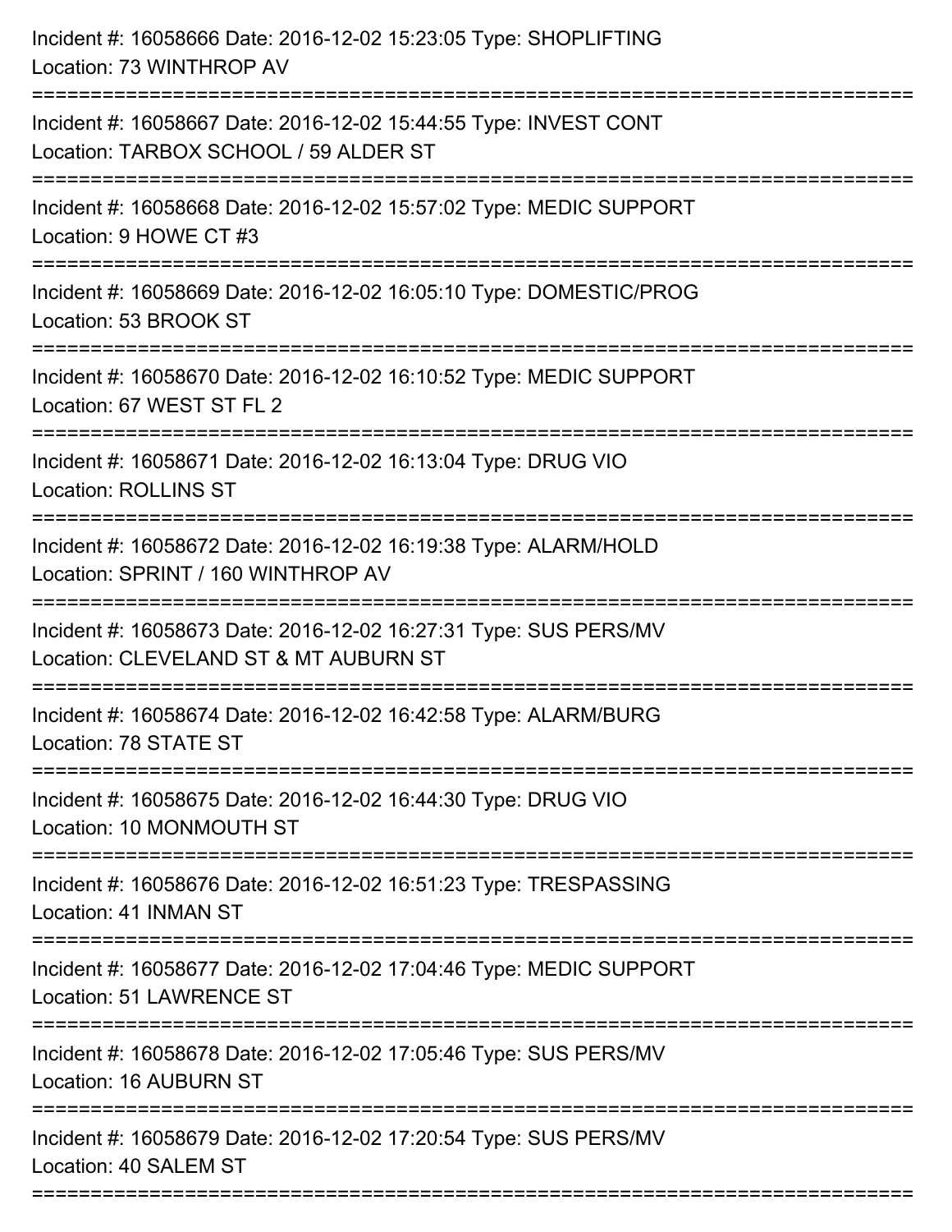Incident #: 16058666 Date: 2016-12-02 15:23:05 Type: SHOPLIFTING
Location: 73 WINTHROP AV

===========================================================================

Incident #: 16058667 Date: 2016-12-02 15:44:55 Type: INVEST CONT
Location: TARBOX SCHOOL / 59 ALDER ST

===========================================================================

Incident #: 16058668 Date: 2016-12-02 15:57:02 Type: MEDIC SUPPORT
Location: 9 HOWE CT #3

===========================================================================

Incident #: 16058669 Date: 2016-12-02 16:05:10 Type: DOMESTIC/PROG
Location: 53 BROOK ST

===========================================================================

Incident #: 16058670 Date: 2016-12-02 16:10:52 Type: MEDIC SUPPORT
Location: 67 WEST ST FL 2

===========================================================================

Incident #: 16058671 Date: 2016-12-02 16:13:04 Type: DRUG VIO
Location: ROLLINS ST

===========================================================================

Incident #: 16058672 Date: 2016-12-02 16:19:38 Type: ALARM/HOLD
Location: SPRINT / 160 WINTHROP AV

===========================================================================

Incident #: 16058673 Date: 2016-12-02 16:27:31 Type: SUS PERS/MV
Location: CLEVELAND ST & MT AUBURN ST

===========================================================================

Incident #: 16058674 Date: 2016-12-02 16:42:58 Type: ALARM/BURG
Location: 78 STATE ST

===========================================================================

Incident #: 16058675 Date: 2016-12-02 16:44:30 Type: DRUG VIO
Location: 10 MONMOUTH ST

===========================================================================

Incident #: 16058676 Date: 2016-12-02 16:51:23 Type: TRESPASSING
Location: 41 INMAN ST

===========================================================================

Incident #: 16058677 Date: 2016-12-02 17:04:46 Type: MEDIC SUPPORT
Location: 51 LAWRENCE ST

===========================================================================

Incident #: 16058678 Date: 2016-12-02 17:05:46 Type: SUS PERS/MV
Location: 16 AUBURN ST

===========================================================================

Incident #: 16058679 Date: 2016-12-02 17:20:54 Type: SUS PERS/MV
Location: 40 SALEM ST

===========================================================================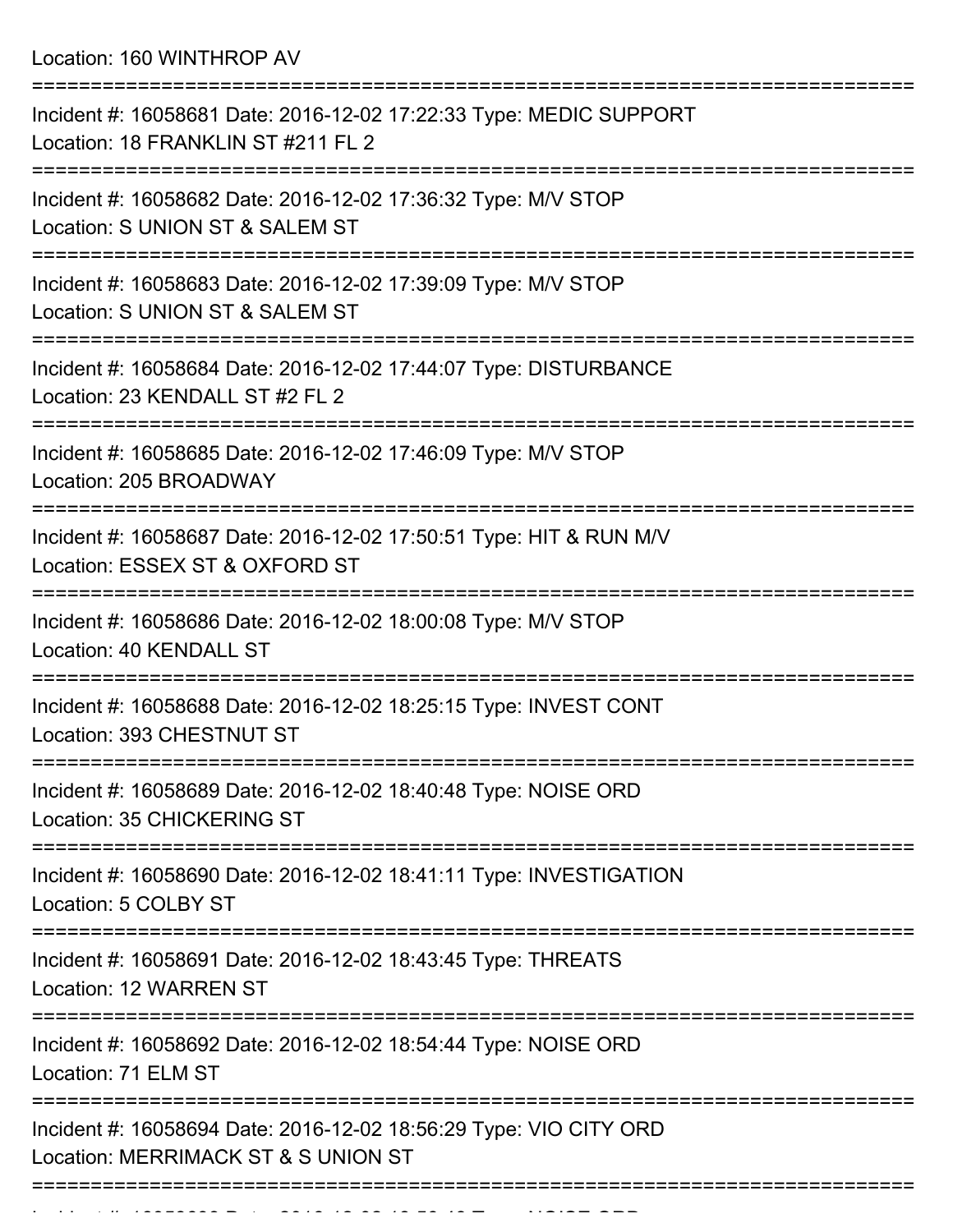Location: 160 WINTHROP AV

===========================================================================

Incident #: 16058681 Date: 2016-12-02 17:22:33 Type: MEDIC SUPPORT
Location: 18 FRANKLIN ST #211 FL 2

===========================================================================

Incident #: 16058682 Date: 2016-12-02 17:36:32 Type: M/V STOP
Location: S UNION ST & SALEM ST

===========================================================================

Incident #: 16058683 Date: 2016-12-02 17:39:09 Type: M/V STOP
Location: S UNION ST & SALEM ST

===========================================================================

Incident #: 16058684 Date: 2016-12-02 17:44:07 Type: DISTURBANCE
Location: 23 KENDALL ST #2 FL 2

===========================================================================

Incident #: 16058685 Date: 2016-12-02 17:46:09 Type: M/V STOP
Location: 205 BROADWAY

===========================================================================

Incident #: 16058687 Date: 2016-12-02 17:50:51 Type: HIT & RUN M/V
Location: ESSEX ST & OXFORD ST

===========================================================================

Incident #: 16058686 Date: 2016-12-02 18:00:08 Type: M/V STOP
Location: 40 KENDALL ST

===========================================================================

Incident #: 16058688 Date: 2016-12-02 18:25:15 Type: INVEST CONT
Location: 393 CHESTNUT ST

===========================================================================

Incident #: 16058689 Date: 2016-12-02 18:40:48 Type: NOISE ORD
Location: 35 CHICKERING ST

===========================================================================

Incident #: 16058690 Date: 2016-12-02 18:41:11 Type: INVESTIGATION
Location: 5 COLBY ST

===========================================================================

Incident #: 16058691 Date: 2016-12-02 18:43:45 Type: THREATS
Location: 12 WARREN ST

===========================================================================

Incident #: 16058692 Date: 2016-12-02 18:54:44 Type: NOISE ORD
Location: 71 ELM ST

===========================================================================

Incident #: 16058694 Date: 2016-12-02 18:56:29 Type: VIO CITY ORD
Location: MERRIMACK ST & S UNION ST

===========================================================================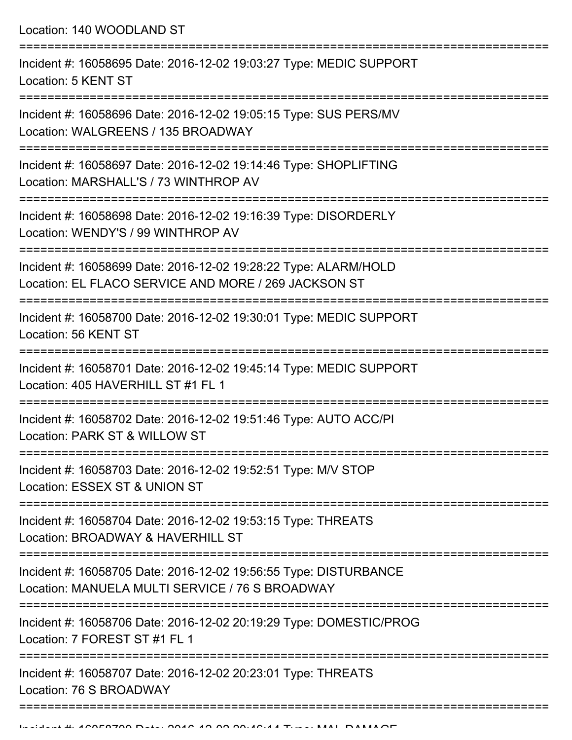Location: 140 WOODLAND ST

===========================================================================

Incident #: 16058695 Date: 2016-12-02 19:03:27 Type: MEDIC SUPPORT
Location: 5 KENT ST

===========================================================================

Incident #: 16058696 Date: 2016-12-02 19:05:15 Type: SUS PERS/MV
Location: WALGREENS / 135 BROADWAY

===========================================================================

Incident #: 16058697 Date: 2016-12-02 19:14:46 Type: SHOPLIFTING
Location: MARSHALL'S / 73 WINTHROP AV

===========================================================================

Incident #: 16058698 Date: 2016-12-02 19:16:39 Type: DISORDERLY
Location: WENDY'S / 99 WINTHROP AV

===========================================================================

Incident #: 16058699 Date: 2016-12-02 19:28:22 Type: ALARM/HOLD
Location: EL FLACO SERVICE AND MORE / 269 JACKSON ST

===========================================================================

Incident #: 16058700 Date: 2016-12-02 19:30:01 Type: MEDIC SUPPORT
Location: 56 KENT ST

===========================================================================

Incident #: 16058701 Date: 2016-12-02 19:45:14 Type: MEDIC SUPPORT
Location: 405 HAVERHILL ST #1 FL 1

===========================================================================

Incident #: 16058702 Date: 2016-12-02 19:51:46 Type: AUTO ACC/PI
Location: PARK ST & WILLOW ST

===========================================================================

Incident #: 16058703 Date: 2016-12-02 19:52:51 Type: M/V STOP
Location: ESSEX ST & UNION ST

===========================================================================

Incident #: 16058704 Date: 2016-12-02 19:53:15 Type: THREATS
Location: BROADWAY & HAVERHILL ST

===========================================================================

Incident #: 16058705 Date: 2016-12-02 19:56:55 Type: DISTURBANCE
Location: MANUELA MULTI SERVICE / 76 S BROADWAY

===========================================================================

Incident #: 16058706 Date: 2016-12-02 20:19:29 Type: DOMESTIC/PROG
Location: 7 FOREST ST #1 FL 1

===========================================================================

Incident #: 16058707 Date: 2016-12-02 20:23:01 Type: THREATS
Location: 76 S BROADWAY

===========================================================================

Incident #: 16058709 Date: 2016-12-02 20:46:14 Type: MAL DAMAGE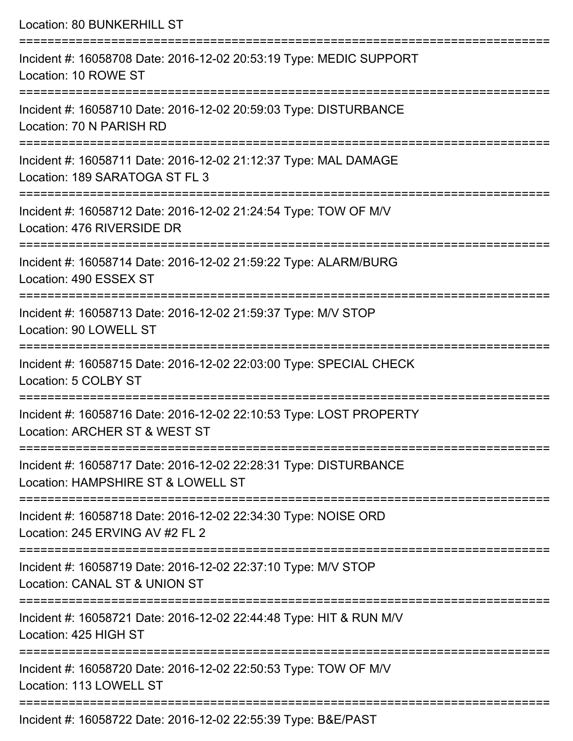Location: 80 BUNKERHILL ST

===========================================================================

Incident #: 16058708 Date: 2016-12-02 20:53:19 Type: MEDIC SUPPORT
Location: 10 ROWE ST

===========================================================================

Incident #: 16058710 Date: 2016-12-02 20:59:03 Type: DISTURBANCE
Location: 70 N PARISH RD

===========================================================================

Incident #: 16058711 Date: 2016-12-02 21:12:37 Type: MAL DAMAGE
Location: 189 SARATOGA ST FL 3

===========================================================================

Incident #: 16058712 Date: 2016-12-02 21:24:54 Type: TOW OF M/V
Location: 476 RIVERSIDE DR

===========================================================================

Incident #: 16058714 Date: 2016-12-02 21:59:22 Type: ALARM/BURG
Location: 490 ESSEX ST

===========================================================================

Incident #: 16058713 Date: 2016-12-02 21:59:37 Type: M/V STOP
Location: 90 LOWELL ST

===========================================================================

Incident #: 16058715 Date: 2016-12-02 22:03:00 Type: SPECIAL CHECK
Location: 5 COLBY ST

===========================================================================

Incident #: 16058716 Date: 2016-12-02 22:10:53 Type: LOST PROPERTY
Location: ARCHER ST & WEST ST

===========================================================================

Incident #: 16058717 Date: 2016-12-02 22:28:31 Type: DISTURBANCE
Location: HAMPSHIRE ST & LOWELL ST

===========================================================================

Incident #: 16058718 Date: 2016-12-02 22:34:30 Type: NOISE ORD
Location: 245 ERVING AV #2 FL 2

===========================================================================

Incident #: 16058719 Date: 2016-12-02 22:37:10 Type: M/V STOP
Location: CANAL ST & UNION ST

===========================================================================

Incident #: 16058721 Date: 2016-12-02 22:44:48 Type: HIT & RUN M/V
Location: 425 HIGH ST

===========================================================================

Incident #: 16058720 Date: 2016-12-02 22:50:53 Type: TOW OF M/V
Location: 113 LOWELL ST

===========================================================================

Incident #: 16058722 Date: 2016-12-02 22:55:39 Type: B&E/PAST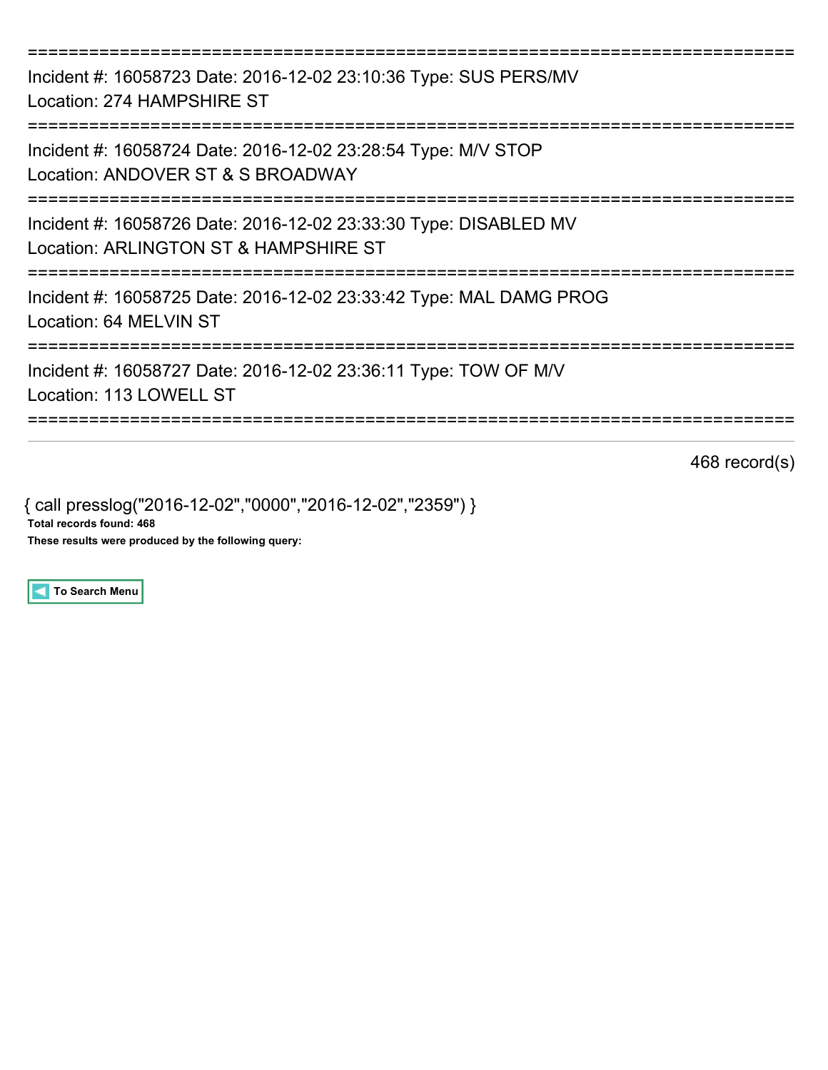===========================================================================

Incident #: 16058723 Date: 2016-12-02 23:10:36 Type: SUS PERS/MV

Location: 274 HAMPSHIRE ST

===========================================================================

Incident #: 16058724 Date: 2016-12-02 23:28:54 Type: M/V STOP

Location: ANDOVER ST & S BROADWAY

===========================================================================

Incident #: 16058726 Date: 2016-12-02 23:33:30 Type: DISABLED MV

Location: ARLINGTON ST & HAMPSHIRE ST

===========================================================================

Incident #: 16058725 Date: 2016-12-02 23:33:42 Type: MAL DAMG PROG

Location: 64 MELVIN ST

===========================================================================

Incident #: 16058727 Date: 2016-12-02 23:36:11 Type: TOW OF M/V

Location: 113 LOWELL ST

===========================================================================

468 record(s)

{ call presslog("2016-12-02","0000","2016-12-02","2359") }

**Total records found: 468**

**These results were produced by the following query:**

**To Search Menu**